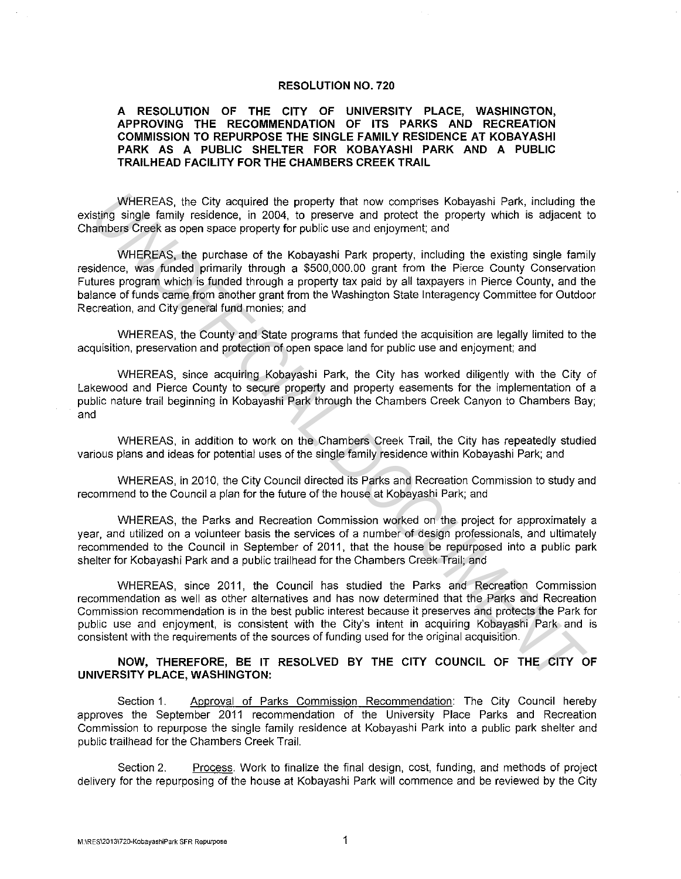# RESOLUTION NO. 720

## A RESOLUTION OF THE CITY OF UNIVERSITY PLACE, WASHINGTON, APPROVING THE RECOMMENDATION OF ITS PARKS AND RECREATION COMMISSION TO REPURPOSE THE SINGLE FAMILY RESIDENCE AT KOBAYASHI PARK AS A PUBLIC SHELTER FOR KOBAYASHI PARK AND A PUBLIC TRAILHEAD FACILITY FOR THE CHAMBERS CREEK TRAIL

WHEREAS, the City acquired the property that now comprises Kobayashi Park, including the existing single family residence, in 2004, to preserve and protect the property which is adjacent to Chambers Creek as open space property for public use and enjoyment; and

WHEREAS, the purchase of the Kobayashi Park property, including the existing single family residence, was funded primarily through a $500,000.00 grant from the Pierce County Conservation Futures program which is funded through a property tax paid by all taxpayers in Pierce County, and the balance of funds came from another grant from the Washington State Interagency Committee for Outdoor Recreation, and City general fund monies; and

WHEREAS, the County and State programs that funded the acquisition are legally limited to the acquisition, preservation and protection of open space land for public use and enjoyment; and

WHEREAS, since acquiring Kobayashi Park, the City has worked diligently with the City of Lakewood and Pierce County to secure property and property easements for the implementation of a public nature trail beginning in Kobayashi Park through the Chambers Creek Canyon to Chambers Bay; and

WHEREAS, in addition to work on the Chambers Creek Trail, the City has repeatedly studied various plans and ideas for potential uses of the single family residence within Kobayashi Park; and

WHEREAS, in 2010, the City Council directed its Parks and Recreation Commission to study and recommend to the Council a plan for the future of the house at Kobayashi Park; and

WHEREAS, the Parks and Recreation Commission worked on the project for approximately a year, and utilized on a volunteer basis the services of a number of design professionals, and ultimately recommended to the Council in September of 2011, that the house be repurposed into a public park shelter for Kobayashi Park and a public trailhead for the Chambers Creek Trail; and

WHEREAS, since 2011, the Council has studied the Parks and Recreation Commission recommendation as well as other alternatives and has now determined that the Parks and Recreation Commission recommendation is in the best public interest because it preserves and protects the Park for public use and enjoyment, is consistent with the City's intent in acquiring Kobayashi Park and is consistent with the requirements of the sources of funding used for the original acquisition.

**NOW, THEREFORE, BE IT RESOLVED BY THE CITY COUNCIL OF THE CITY OF UNIVERSITY PLACE, WASHINGTON:**

Section 1. Approval of Parks Commission Recommendation: The City Council hereby approves the September 2011 recommendation of the University Place Parks and Recreation Commission to repurpose the single family residence at Kobayashi Park into a public park shelter and public trailhead for the Chambers Creek Trail.

Section 2. Process. Work to finalize the final design, cost, funding, and methods of project delivery for the repurposing of the house at Kobayashi Park will commence and be reviewed by the City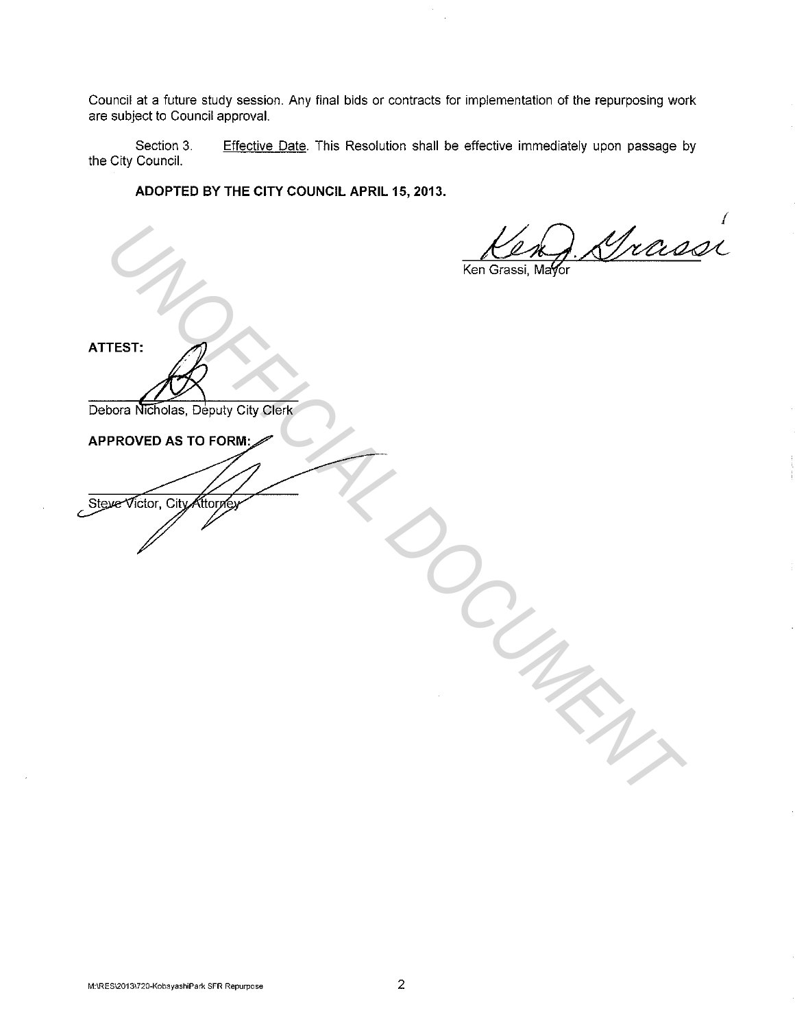Council at a future study session. Any final bids or contracts for implementation of the repurposing work are subject to Council approval.

Section 3. Effective Date. This Resolution shall be effective immediately upon passage by the City Council.

**ADOPTED BY THE CITY COUNCIL APRIL 15, 2013.**

Ken Grassi, Mayor

**ATTEST:**

Debora Nicholas, Deputy City Clerk

**APPROVED AS TO FORM:**

Steve Victor, City Attorney

UNOFFICIAL DOCUMENT

M:\RES\2013\720-KobayashiPark SFR Repurpose